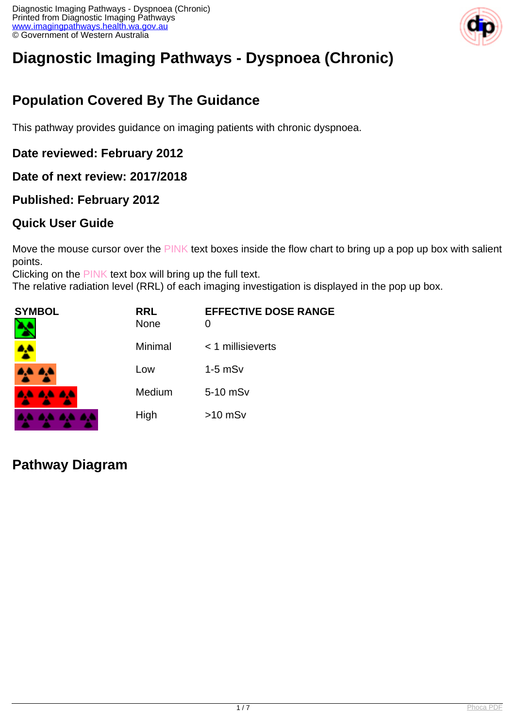# Diagnostic Imaging Pathways - Dyspnoea (Chronic)

## Population Covered By The Guidance

This pathway provides guidance on imaging patients with chronic dyspnoea.

### Date reviewed: February 2012

### Date of next review: 2017/2018

### Published: February 2012

### Quick User Guide

Move the mouse cursor over the PINK text boxes inside the flow chart to bring up a pop up box with salient points.
Clicking on the PINK text box will bring up the full text.
The relative radiation level (RRL) of each imaging investigation is displayed in the pop up box.

| SYMBOL | RRL | EFFECTIVE DOSE RANGE |
|---|---|---|
| | None | 0 |
| | Minimal | < 1 millisieverts |
| | Low | 1-5 mSv |
| | Medium | 5-10 mSv |
| | High | >10 mSv |

## Pathway Diagram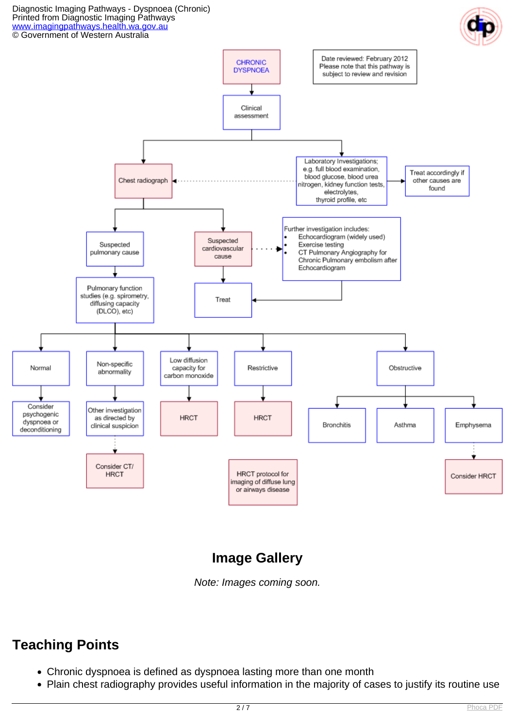CHRONIC DYSPNOEA

Date reviewed: February 2012
Please note that this pathway is subject to review and revision

Clinical assessment

Chest radiograph

Laboratory Investigations; e.g. full blood examination, blood glucose, blood urea nitrogen, kidney function tests, electrolytes, thyroid profile, etc

Treat accordingly if other causes are found

Suspected pulmonary cause

Suspected cardiovascular cause

Further investigation includes:

- Echocardiogram (widely used)
- Exercise testing
- CT Pulmonary Angiography for Chronic Pulmonary embolism after Echocardiogram

Pulmonary function studies (e.g. spirometry, diffusing capacity (DLCO), etc)

Treat

Normal

Non-specific abnormality

Low diffusion capacity for carbon monoxide

Restrictive

Obstructive

Consider psychogenic dyspnoea or deconditioning

Other investigation as directed by clinical suspicion

HRCT

HRCT

Bronchitis

Asthma

Emphysema

Consider CT/ HRCT

HRCT protocol for imaging of diffuse lung or airways disease

Consider HRCT

## Image Gallery

*Note: Images coming soon.*

## Teaching Points

- Chronic dyspnoea is defined as dyspnoea lasting more than one month
- Plain chest radiography provides useful information in the majority of cases to justify its routine use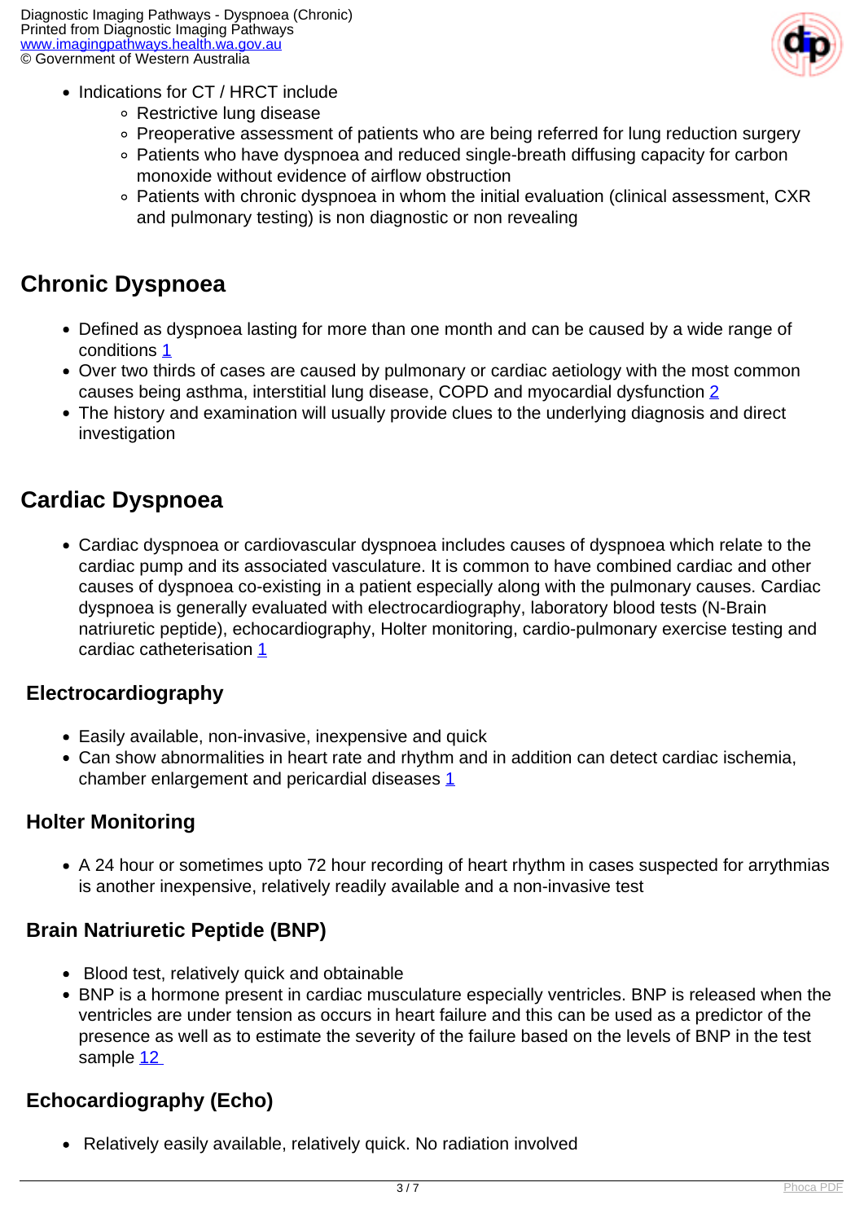- Indications for CT / HRCT include
  - Restrictive lung disease
  - Preoperative assessment of patients who are being referred for lung reduction surgery
  - Patients who have dyspnoea and reduced single-breath diffusing capacity for carbon monoxide without evidence of airflow obstruction
  - Patients with chronic dyspnoea in whom the initial evaluation (clinical assessment, CXR and pulmonary testing) is non diagnostic or non revealing

## Chronic Dyspnoea

- Defined as dyspnoea lasting for more than one month and can be caused by a wide range of conditions [1]
- Over two thirds of cases are caused by pulmonary or cardiac aetiology with the most common causes being asthma, interstitial lung disease, COPD and myocardial dysfunction [2]
- The history and examination will usually provide clues to the underlying diagnosis and direct investigation

## Cardiac Dyspnoea

- Cardiac dyspnoea or cardiovascular dyspnoea includes causes of dyspnoea which relate to the cardiac pump and its associated vasculature. It is common to have combined cardiac and other causes of dyspnoea co-existing in a patient especially along with the pulmonary causes. Cardiac dyspnoea is generally evaluated with electrocardiography, laboratory blood tests (N-Brain natriuretic peptide), echocardiography, Holter monitoring, cardio-pulmonary exercise testing and cardiac catheterisation [1]

### Electrocardiography

- Easily available, non-invasive, inexpensive and quick
- Can show abnormalities in heart rate and rhythm and in addition can detect cardiac ischemia, chamber enlargement and pericardial diseases [1]

### Holter Monitoring

- A 24 hour or sometimes upto 72 hour recording of heart rhythm in cases suspected for arrythmias is another inexpensive, relatively readily available and a non-invasive test

### Brain Natriuretic Peptide (BNP)

- Blood test, relatively quick and obtainable
- BNP is a hormone present in cardiac musculature especially ventricles. BNP is released when the ventricles are under tension as occurs in heart failure and this can be used as a predictor of the presence as well as to estimate the severity of the failure based on the levels of BNP in the test sample [12]

### Echocardiography (Echo)

- Relatively easily available, relatively quick. No radiation involved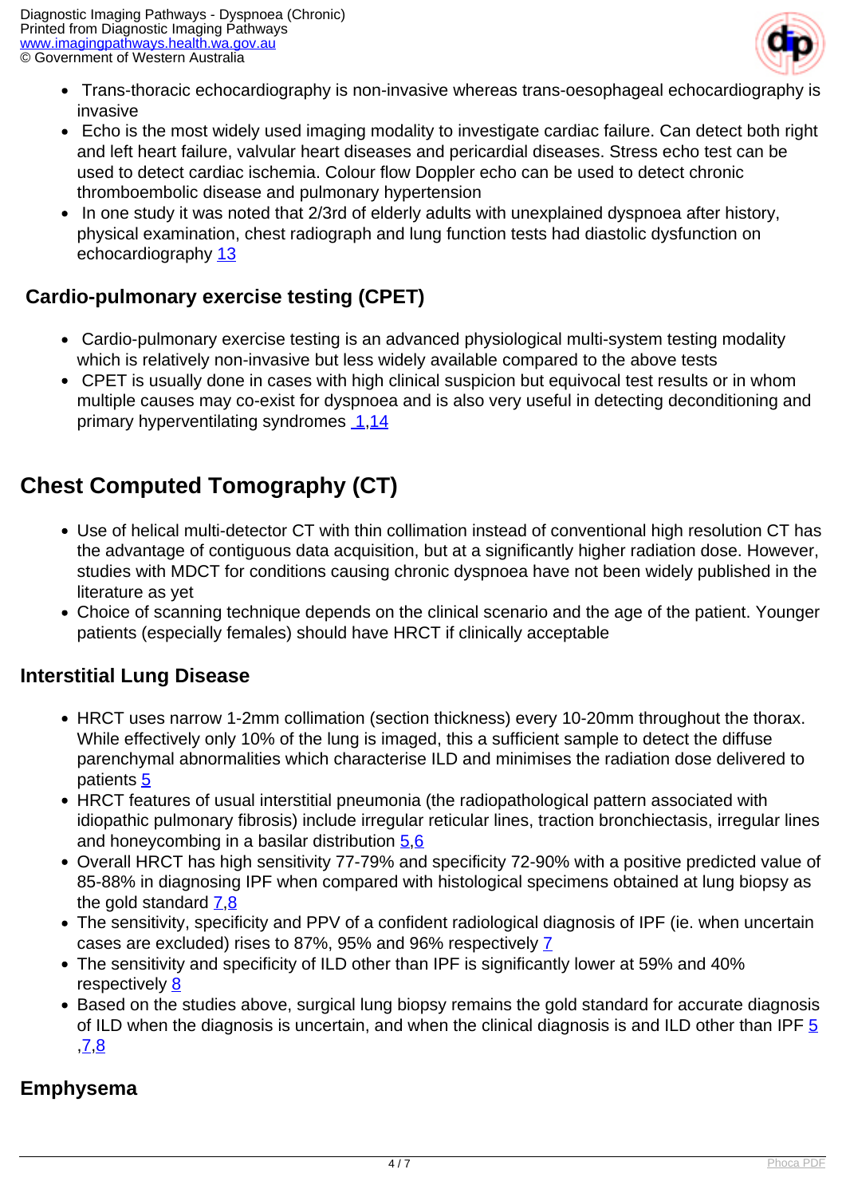- Trans-thoracic echocardiography is non-invasive whereas trans-oesophageal echocardiography is invasive
- Echo is the most widely used imaging modality to investigate cardiac failure. Can detect both right and left heart failure, valvular heart diseases and pericardial diseases. Stress echo test can be used to detect cardiac ischemia. Colour flow Doppler echo can be used to detect chronic thromboembolic disease and pulmonary hypertension
- In one study it was noted that 2/3rd of elderly adults with unexplained dyspnoea after history, physical examination, chest radiograph and lung function tests had diastolic dysfunction on echocardiography 13

### Cardio-pulmonary exercise testing (CPET)

- Cardio-pulmonary exercise testing is an advanced physiological multi-system testing modality which is relatively non-invasive but less widely available compared to the above tests
- CPET is usually done in cases with high clinical suspicion but equivocal test results or in whom multiple causes may co-exist for dyspnoea and is also very useful in detecting deconditioning and primary hyperventilating syndromes 1,14

## Chest Computed Tomography (CT)

- Use of helical multi-detector CT with thin collimation instead of conventional high resolution CT has the advantage of contiguous data acquisition, but at a significantly higher radiation dose. However, studies with MDCT for conditions causing chronic dyspnoea have not been widely published in the literature as yet
- Choice of scanning technique depends on the clinical scenario and the age of the patient. Younger patients (especially females) should have HRCT if clinically acceptable

### Interstitial Lung Disease

- HRCT uses narrow 1-2mm collimation (section thickness) every 10-20mm throughout the thorax. While effectively only 10% of the lung is imaged, this a sufficient sample to detect the diffuse parenchymal abnormalities which characterise ILD and minimises the radiation dose delivered to patients 5
- HRCT features of usual interstitial pneumonia (the radiopathological pattern associated with idiopathic pulmonary fibrosis) include irregular reticular lines, traction bronchiectasis, irregular lines and honeycombing in a basilar distribution 5,6
- Overall HRCT has high sensitivity 77-79% and specificity 72-90% with a positive predicted value of 85-88% in diagnosing IPF when compared with histological specimens obtained at lung biopsy as the gold standard 7,8
- The sensitivity, specificity and PPV of a confident radiological diagnosis of IPF (ie. when uncertain cases are excluded) rises to 87%, 95% and 96% respectively 7
- The sensitivity and specificity of ILD other than IPF is significantly lower at 59% and 40% respectively 8
- Based on the studies above, surgical lung biopsy remains the gold standard for accurate diagnosis of ILD when the diagnosis is uncertain, and when the clinical diagnosis is and ILD other than IPF 5,7,8

### Emphysema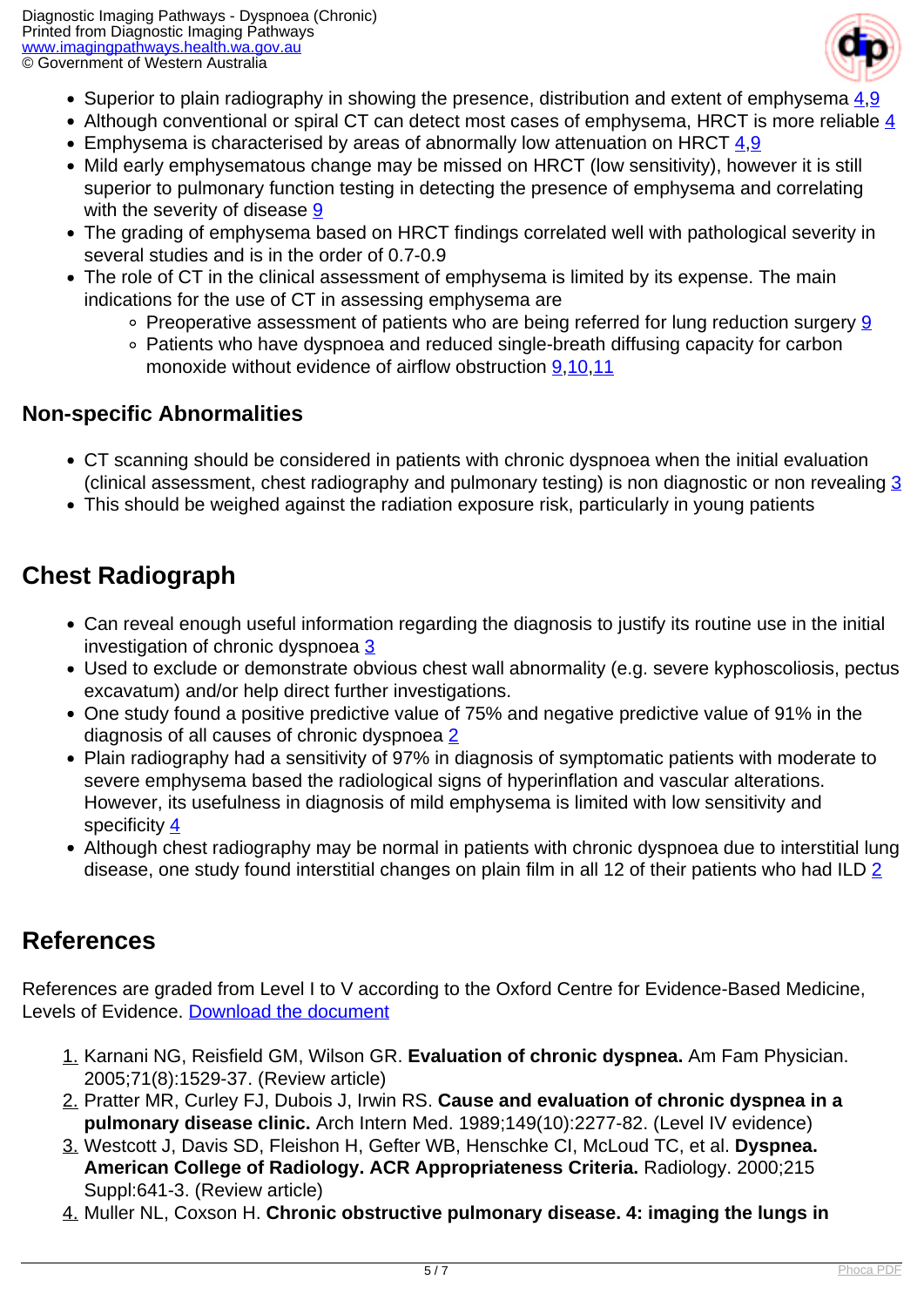- Superior to plain radiography in showing the presence, distribution and extent of emphysema [4,9]
- Although conventional or spiral CT can detect most cases of emphysema, HRCT is more reliable [4]
- Emphysema is characterised by areas of abnormally low attenuation on HRCT [4,9]
- Mild early emphysematous change may be missed on HRCT (low sensitivity), however it is still superior to pulmonary function testing in detecting the presence of emphysema and correlating with the severity of disease [9]
- The grading of emphysema based on HRCT findings correlated well with pathological severity in several studies and is in the order of 0.7-0.9
- The role of CT in the clinical assessment of emphysema is limited by its expense. The main indications for the use of CT in assessing emphysema are
    - Preoperative assessment of patients who are being referred for lung reduction surgery [9]
    - Patients who have dyspnoea and reduced single-breath diffusing capacity for carbon monoxide without evidence of airflow obstruction [9,10,11]

### Non-specific Abnormalities

- CT scanning should be considered in patients with chronic dyspnoea when the initial evaluation (clinical assessment, chest radiography and pulmonary testing) is non diagnostic or non revealing [3]
- This should be weighed against the radiation exposure risk, particularly in young patients

## Chest Radiograph

- Can reveal enough useful information regarding the diagnosis to justify its routine use in the initial investigation of chronic dyspnoea [3]
- Used to exclude or demonstrate obvious chest wall abnormality (e.g. severe kyphoscoliosis, pectus excavatum) and/or help direct further investigations.
- One study found a positive predictive value of 75% and negative predictive value of 91% in the diagnosis of all causes of chronic dyspnoea [2]
- Plain radiography had a sensitivity of 97% in diagnosis of symptomatic patients with moderate to severe emphysema based the radiological signs of hyperinflation and vascular alterations. However, its usefulness in diagnosis of mild emphysema is limited with low sensitivity and specificity [4]
- Although chest radiography may be normal in patients with chronic dyspnoea due to interstitial lung disease, one study found interstitial changes on plain film in all 12 of their patients who had ILD [2]

## References

References are graded from Level I to V according to the Oxford Centre for Evidence-Based Medicine, Levels of Evidence. Download the document

1. Karnani NG, Reisfield GM, Wilson GR. **Evaluation of chronic dyspnea.** Am Fam Physician. 2005;71(8):1529-37. (Review article)
2. Pratter MR, Curley FJ, Dubois J, Irwin RS. **Cause and evaluation of chronic dyspnea in a pulmonary disease clinic.** Arch Intern Med. 1989;149(10):2277-82. (Level IV evidence)
3. Westcott J, Davis SD, Fleishon H, Gefter WB, Henschke CI, McLoud TC, et al. **Dyspnea. American College of Radiology. ACR Appropriateness Criteria.** Radiology. 2000;215 Suppl:641-3. (Review article)
4. Muller NL, Coxson H. **Chronic obstructive pulmonary disease. 4: imaging the lungs in**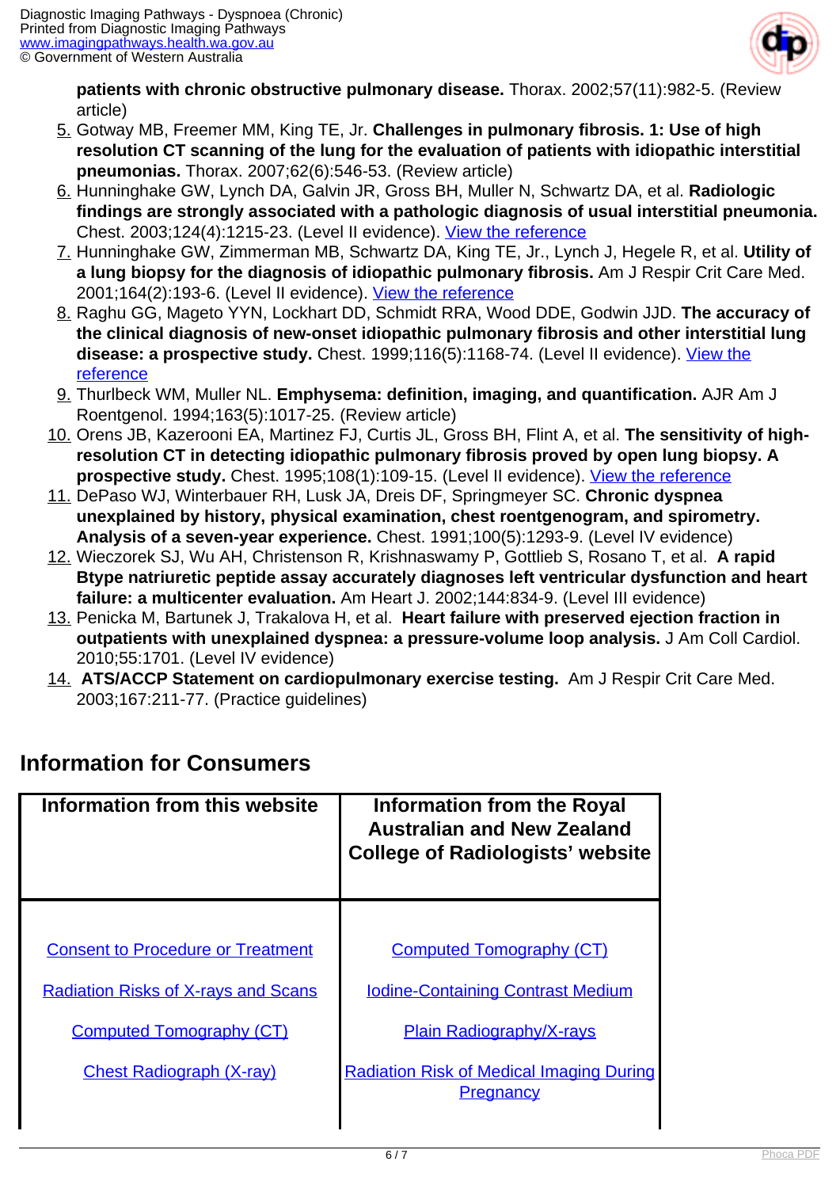patients with chronic obstructive pulmonary disease.** Thorax. 2002;57(11):982-5. (Review article)

5. Gotway MB, Freemer MM, King TE, Jr. **Challenges in pulmonary fibrosis. 1: Use of high resolution CT scanning of the lung for the evaluation of patients with idiopathic interstitial pneumonias.** Thorax. 2007;62(6):546-53. (Review article)
6. Hunninghake GW, Lynch DA, Galvin JR, Gross BH, Muller N, Schwartz DA, et al. **Radiologic findings are strongly associated with a pathologic diagnosis of usual interstitial pneumonia.** Chest. 2003;124(4):1215-23. (Level II evidence). View the reference
7. Hunninghake GW, Zimmerman MB, Schwartz DA, King TE, Jr., Lynch J, Hegele R, et al. **Utility of a lung biopsy for the diagnosis of idiopathic pulmonary fibrosis.** Am J Respir Crit Care Med. 2001;164(2):193-6. (Level II evidence). View the reference
8. Raghu GG, Mageto YYN, Lockhart DD, Schmidt RRA, Wood DDE, Godwin JJD. **The accuracy of the clinical diagnosis of new-onset idiopathic pulmonary fibrosis and other interstitial lung disease: a prospective study.** Chest. 1999;116(5):1168-74. (Level II evidence). View the reference
9. Thurlbeck WM, Muller NL. **Emphysema: definition, imaging, and quantification.** AJR Am J Roentgenol. 1994;163(5):1017-25. (Review article)
10. Orens JB, Kazerooni EA, Martinez FJ, Curtis JL, Gross BH, Flint A, et al. **The sensitivity of high-resolution CT in detecting idiopathic pulmonary fibrosis proved by open lung biopsy. A prospective study.** Chest. 1995;108(1):109-15. (Level II evidence). View the reference
11. DePaso WJ, Winterbauer RH, Lusk JA, Dreis DF, Springmeyer SC. **Chronic dyspnea unexplained by history, physical examination, chest roentgenogram, and spirometry. Analysis of a seven-year experience.** Chest. 1991;100(5):1293-9. (Level IV evidence)
12. Wieczorek SJ, Wu AH, Christenson R, Krishnaswamy P, Gottlieb S, Rosano T, et al. **A rapid Btype natriuretic peptide assay accurately diagnoses left ventricular dysfunction and heart failure: a multicenter evaluation.** Am Heart J. 2002;144:834-9. (Level III evidence)
13. Penicka M, Bartunek J, Trakalova H, et al. **Heart failure with preserved ejection fraction in outpatients with unexplained dyspnea: a pressure-volume loop analysis.** J Am Coll Cardiol. 2010;55:1701. (Level IV evidence)
14. **ATS/ACCP Statement on cardiopulmonary exercise testing.** Am J Respir Crit Care Med. 2003;167:211-77. (Practice guidelines)

## Information for Consumers

| Information from this website | Information from the Royal Australian and New Zealand College of Radiologists' website |
|---|---|
| Consent to Procedure or Treatment | Computed Tomography (CT) |
| Radiation Risks of X-rays and Scans | Iodine-Containing Contrast Medium |
| Computed Tomography (CT) | Plain Radiography/X-rays |
| Chest Radiograph (X-ray) | Radiation Risk of Medical Imaging During Pregnancy |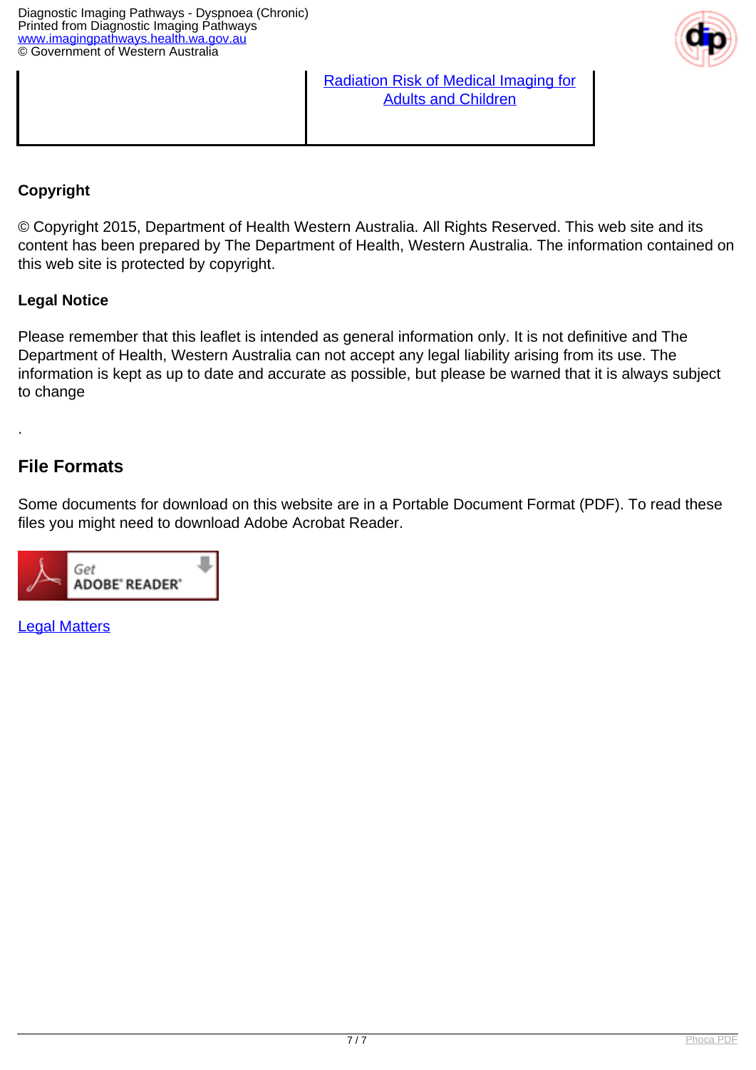| | |
|---|---|
| | Radiation Risk of Medical Imaging for Adults and Children |

**Copyright**

© Copyright 2015, Department of Health Western Australia. All Rights Reserved. This web site and its content has been prepared by The Department of Health, Western Australia. The information contained on this web site is protected by copyright.

**Legal Notice**

Please remember that this leaflet is intended as general information only. It is not definitive and The Department of Health, Western Australia can not accept any legal liability arising from its use. The information is kept as up to date and accurate as possible, but please be warned that it is always subject to change

.

## File Formats

Some documents for download on this website are in a Portable Document Format (PDF). To read these files you might need to download Adobe Acrobat Reader.

Get ADOBE READER

Legal Matters